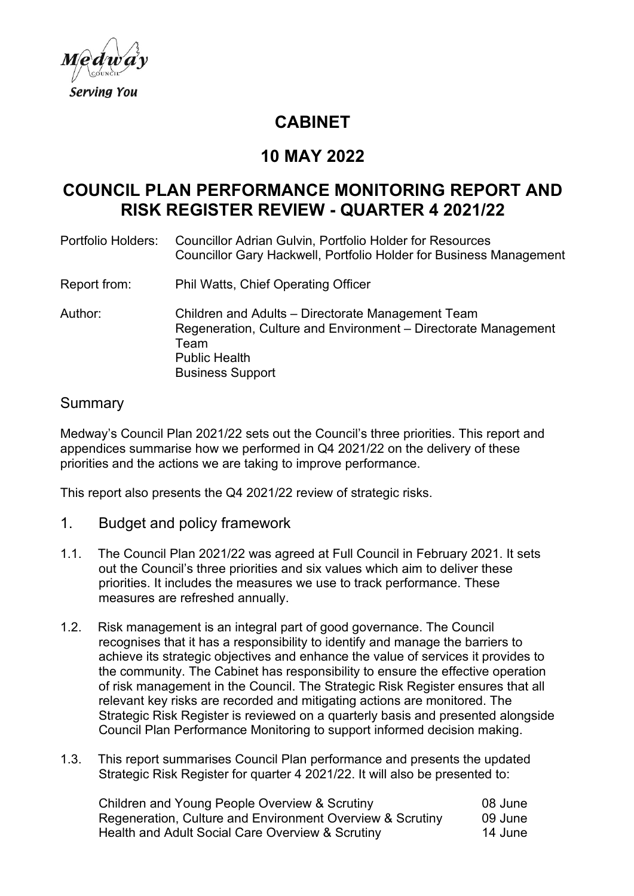# CABINET

# 10 MAY 2022

# COUNCIL PLAN PERFORMANCE MONITORING REPORT AND RISK REGISTER REVIEW - QUARTER 4 2021/22

| | |
|---|---|
| Portfolio Holders: | Councillor Adrian Gulvin, Portfolio Holder for Resources<br>Councillor Gary Hackwell, Portfolio Holder for Business Management |
| Report from: | Phil Watts, Chief Operating Officer |
| Author: | Children and Adults – Directorate Management Team<br>Regeneration, Culture and Environment – Directorate Management Team<br>Public Health<br>Business Support |

## Summary

Medway's Council Plan 2021/22 sets out the Council's three priorities. This report and appendices summarise how we performed in Q4 2021/22 on the delivery of these priorities and the actions we are taking to improve performance.

This report also presents the Q4 2021/22 review of strategic risks.

## 1. Budget and policy framework

1.1. The Council Plan 2021/22 was agreed at Full Council in February 2021. It sets out the Council's three priorities and six values which aim to deliver these priorities. It includes the measures we use to track performance. These measures are refreshed annually.

1.2. Risk management is an integral part of good governance. The Council recognises that it has a responsibility to identify and manage the barriers to achieve its strategic objectives and enhance the value of services it provides to the community. The Cabinet has responsibility to ensure the effective operation of risk management in the Council. The Strategic Risk Register ensures that all relevant key risks are recorded and mitigating actions are monitored. The Strategic Risk Register is reviewed on a quarterly basis and presented alongside Council Plan Performance Monitoring to support informed decision making.

1.3. This report summarises Council Plan performance and presents the updated Strategic Risk Register for quarter 4 2021/22. It will also be presented to:

| | |
|---|---|
| Children and Young People Overview & Scrutiny | 08 June |
| Regeneration, Culture and Environment Overview & Scrutiny | 09 June |
| Health and Adult Social Care Overview & Scrutiny | 14 June |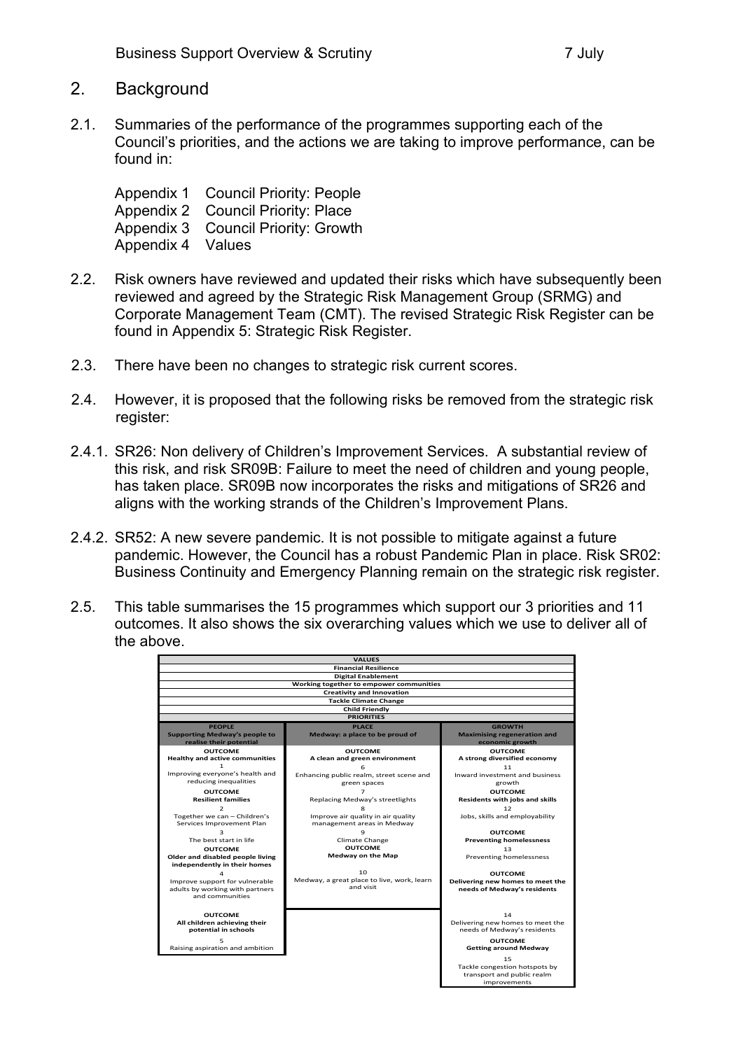## 2. Background

2.1. Summaries of the performance of the programmes supporting each of the Council's priorities, and the actions we are taking to improve performance, can be found in:

Appendix 1 Council Priority: People
Appendix 2 Council Priority: Place
Appendix 3 Council Priority: Growth
Appendix 4 Values

2.2. Risk owners have reviewed and updated their risks which have subsequently been reviewed and agreed by the Strategic Risk Management Group (SRMG) and Corporate Management Team (CMT). The revised Strategic Risk Register can be found in Appendix 5: Strategic Risk Register.

2.3. There have been no changes to strategic risk current scores.

2.4. However, it is proposed that the following risks be removed from the strategic risk register:

2.4.1. SR26: Non delivery of Children's Improvement Services. A substantial review of this risk, and risk SR09B: Failure to meet the need of children and young people, has taken place. SR09B now incorporates the risks and mitigations of SR26 and aligns with the working strands of the Children's Improvement Plans.

2.4.2. SR52: A new severe pandemic. It is not possible to mitigate against a future pandemic. However, the Council has a robust Pandemic Plan in place. Risk SR02: Business Continuity and Emergency Planning remain on the strategic risk register.

2.5. This table summarises the 15 programmes which support our 3 priorities and 11 outcomes. It also shows the six overarching values which we use to deliver all of the above.

| VALUES | | |
|---|---|---|
| **Financial Resilience** | | |
| **Digital Enablement** | | |
| **Working together to empower communities** | | |
| **Creativity and Innovation** | | |
| **Tackle Climate Change** | | |
| **Child Friendly** | | |
| **PRIORITIES** | | |
| **PEOPLE** Supporting Medway's people to realise their potential | **PLACE** Medway: a place to be proud of | **GROWTH** Maximising regeneration and economic growth |
| **OUTCOME** Healthy and active communities | **OUTCOME** A clean and green environment | **OUTCOME** A strong diversified economy |
| 1 Improving everyone's health and reducing inequalities | 6 Enhancing public realm, street scene and green spaces | 11 Inward investment and business growth |
| **OUTCOME** Resilient families | 7 Replacing Medway's streetlights | **OUTCOME** Residents with jobs and skills |
| 2 Together we can – Children's Services Improvement Plan | 8 Improve air quality in air quality management areas in Medway | 12 Jobs, skills and employability |
| 3 The best start in life | 9 Climate Change | **OUTCOME** Preventing homelessness |
| **OUTCOME** Older and disabled people living independently in their homes | **OUTCOME** Medway on the Map | 13 Preventing homelessness |
| 4 Improve support for vulnerable adults by working with partners and communities | 10 Medway, a great place to live, work, learn and visit | **OUTCOME** Delivering new homes to meet the needs of Medway's residents |
| **OUTCOME** All children achieving their potential in schools | | 14 Delivering new homes to meet the needs of Medway's residents |
| 5 Raising aspiration and ambition | | **OUTCOME** Getting around Medway |
| | | 15 Tackle congestion hotspots by transport and public realm improvements |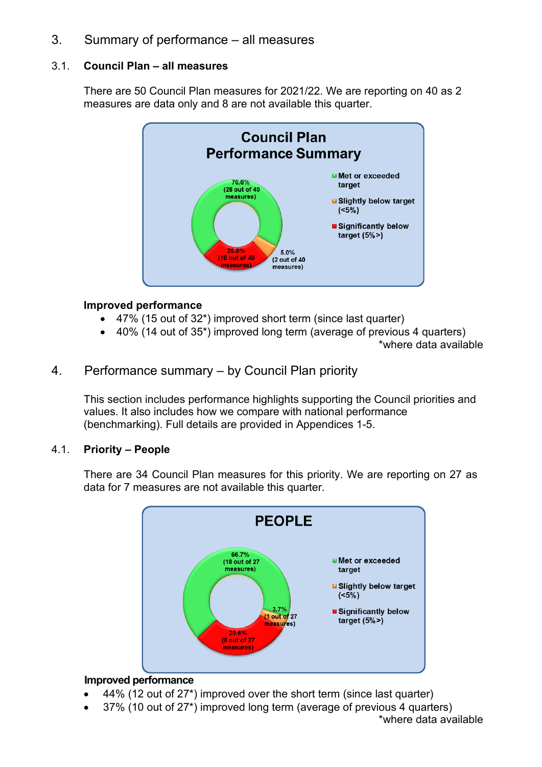## 3. Summary of performance – all measures

### 3.1. Council Plan – all measures

There are 50 Council Plan measures for 2021/22. We are reporting on 40 as 2 measures are data only and 8 are not available this quarter.

**Council Plan Performance Summary**

- Met or exceeded target: 70.0% (28 out of 40 measures)
- Slightly below target (<5%): 5.0% (2 out of 40 measures)
- Significantly below target (5%>): 25.0% (10 out of 40 measures)

**Improved performance**

- 47% (15 out of 32*) improved short term (since last quarter)
- 40% (14 out of 35*) improved long term (average of previous 4 quarters)

*where data available

## 4. Performance summary – by Council Plan priority

This section includes performance highlights supporting the Council priorities and values. It also includes how we compare with national performance (benchmarking). Full details are provided in Appendices 1-5.

### 4.1. Priority – People

There are 34 Council Plan measures for this priority. We are reporting on 27 as data for 7 measures are not available this quarter.

**PEOPLE**

- Met or exceeded target: 66.7% (18 out of 27 measures)
- Slightly below target (<5%): 3.7% (1 out of 27 measures)
- Significantly below target (5%>): 29.6% (8 out of 27 measures)

**Improved performance**

- 44% (12 out of 27*) improved over the short term (since last quarter)
- 37% (10 out of 27*) improved long term (average of previous 4 quarters)

*where data available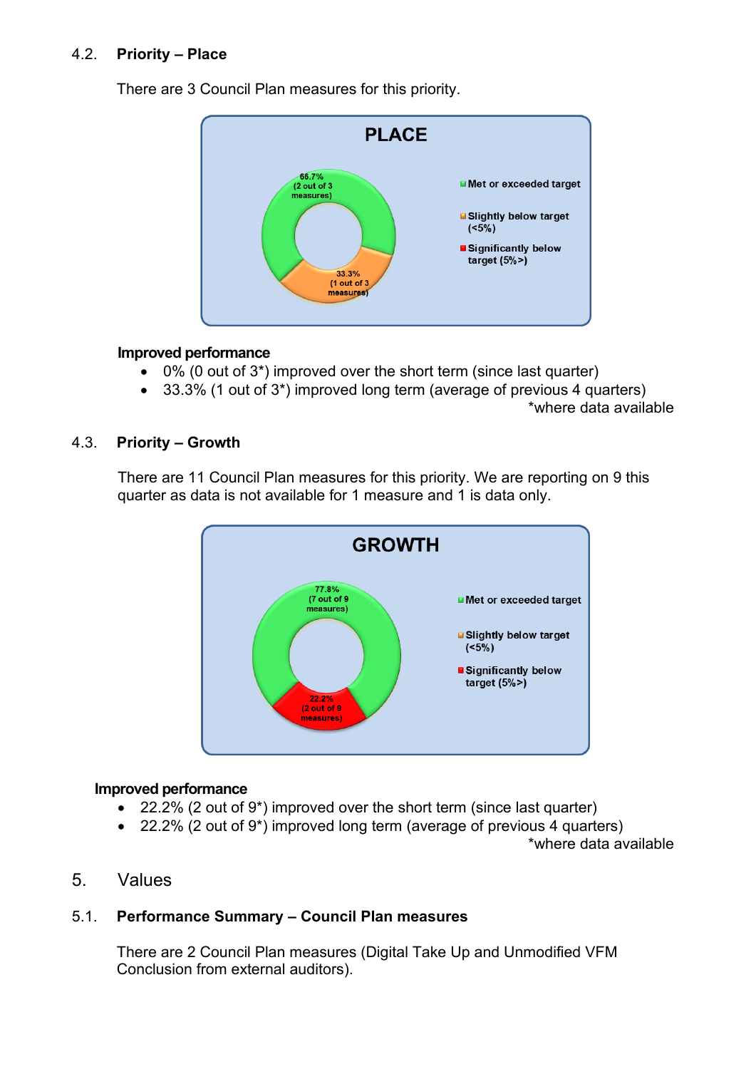### 4.2. Priority – Place

There are 3 Council Plan measures for this priority.

**PLACE**

- 66.7% (2 out of 3 measures)
- 33.3% (1 out of 3 measures)

Met or exceeded target
Slightly below target (<5%)
Significantly below target (5%>)

**Improved performance**

- 0% (0 out of 3*) improved over the short term (since last quarter)
- 33.3% (1 out of 3*) improved long term (average of previous 4 quarters)

*where data available

### 4.3. Priority – Growth

There are 11 Council Plan measures for this priority. We are reporting on 9 this quarter as data is not available for 1 measure and 1 is data only.

**GROWTH**

- 77.8% (7 out of 9 measures)
- 22.2% (2 out of 9 measures)

Met or exceeded target
Slightly below target (<5%)
Significantly below target (5%>)

**Improved performance**

- 22.2% (2 out of 9*) improved over the short term (since last quarter)
- 22.2% (2 out of 9*) improved long term (average of previous 4 quarters)

*where data available

## 5. Values

### 5.1. Performance Summary – Council Plan measures

There are 2 Council Plan measures (Digital Take Up and Unmodified VFM Conclusion from external auditors).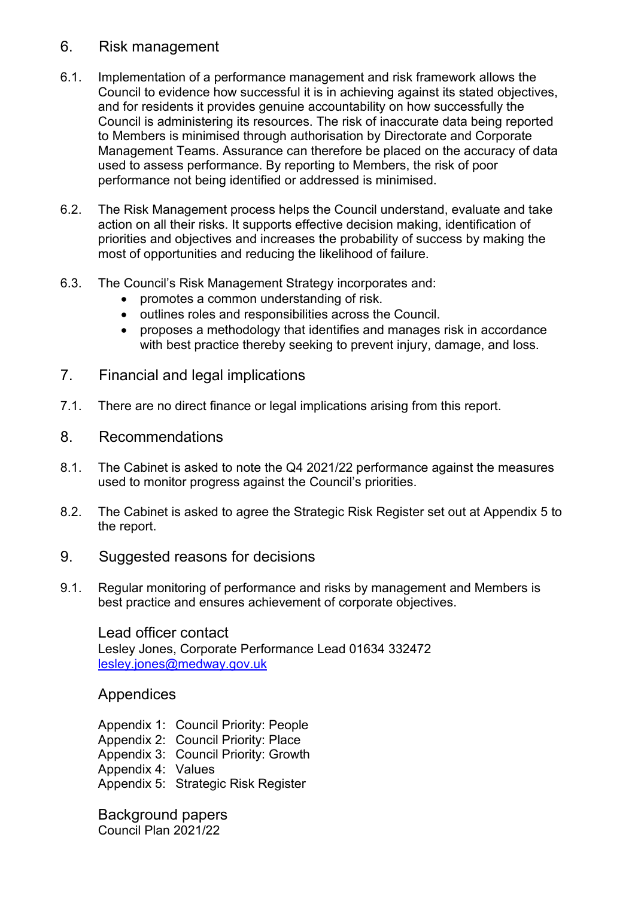## 6. Risk management

6.1. Implementation of a performance management and risk framework allows the Council to evidence how successful it is in achieving against its stated objectives, and for residents it provides genuine accountability on how successfully the Council is administering its resources. The risk of inaccurate data being reported to Members is minimised through authorisation by Directorate and Corporate Management Teams. Assurance can therefore be placed on the accuracy of data used to assess performance. By reporting to Members, the risk of poor performance not being identified or addressed is minimised.

6.2. The Risk Management process helps the Council understand, evaluate and take action on all their risks. It supports effective decision making, identification of priorities and objectives and increases the probability of success by making the most of opportunities and reducing the likelihood of failure.

6.3. The Council's Risk Management Strategy incorporates and:
- promotes a common understanding of risk.
- outlines roles and responsibilities across the Council.
- proposes a methodology that identifies and manages risk in accordance with best practice thereby seeking to prevent injury, damage, and loss.

## 7. Financial and legal implications

7.1. There are no direct finance or legal implications arising from this report.

## 8. Recommendations

8.1. The Cabinet is asked to note the Q4 2021/22 performance against the measures used to monitor progress against the Council's priorities.

8.2. The Cabinet is asked to agree the Strategic Risk Register set out at Appendix 5 to the report.

## 9. Suggested reasons for decisions

9.1. Regular monitoring of performance and risks by management and Members is best practice and ensures achievement of corporate objectives.

### Lead officer contact

Lesley Jones, Corporate Performance Lead 01634 332472
lesley.jones@medway.gov.uk

### Appendices

Appendix 1: Council Priority: People
Appendix 2: Council Priority: Place
Appendix 3: Council Priority: Growth
Appendix 4: Values
Appendix 5: Strategic Risk Register

### Background papers

Council Plan 2021/22